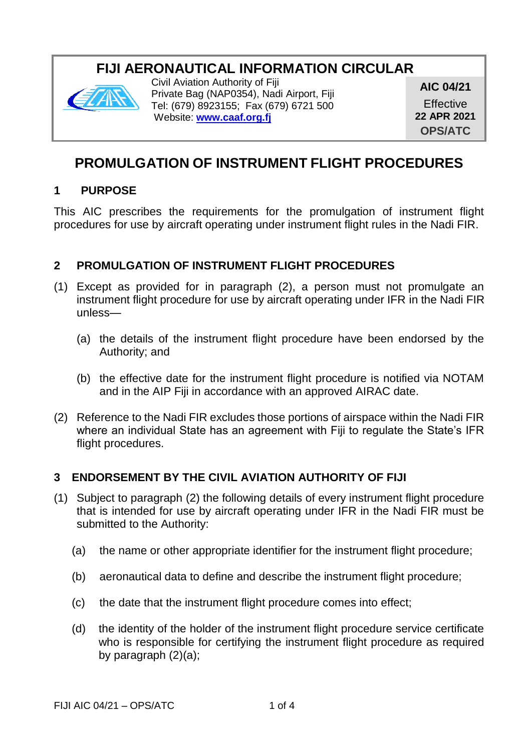# FIJI AERONAUTICAL INFORMATION CIRCULAR

Civil Aviation Authority of Fiji
Private Bag (NAP0354), Nadi Airport, Fiji
Tel: (679) 8923155; Fax (679) 6721 500
Website: **www.caaf.org.fj**

**AIC 04/21**
Effective
**22 APR 2021**
**OPS/ATC**

# PROMULGATION OF INSTRUMENT FLIGHT PROCEDURES

## 1 PURPOSE

This AIC prescribes the requirements for the promulgation of instrument flight procedures for use by aircraft operating under instrument flight rules in the Nadi FIR.

## 2 PROMULGATION OF INSTRUMENT FLIGHT PROCEDURES

(1) Except as provided for in paragraph (2), a person must not promulgate an instrument flight procedure for use by aircraft operating under IFR in the Nadi FIR unless—

(a) the details of the instrument flight procedure have been endorsed by the Authority; and

(b) the effective date for the instrument flight procedure is notified via NOTAM and in the AIP Fiji in accordance with an approved AIRAC date.

(2) Reference to the Nadi FIR excludes those portions of airspace within the Nadi FIR where an individual State has an agreement with Fiji to regulate the State's IFR flight procedures.

## 3 ENDORSEMENT BY THE CIVIL AVIATION AUTHORITY OF FIJI

(1) Subject to paragraph (2) the following details of every instrument flight procedure that is intended for use by aircraft operating under IFR in the Nadi FIR must be submitted to the Authority:

(a) the name or other appropriate identifier for the instrument flight procedure;

(b) aeronautical data to define and describe the instrument flight procedure;

(c) the date that the instrument flight procedure comes into effect;

(d) the identity of the holder of the instrument flight procedure service certificate who is responsible for certifying the instrument flight procedure as required by paragraph (2)(a);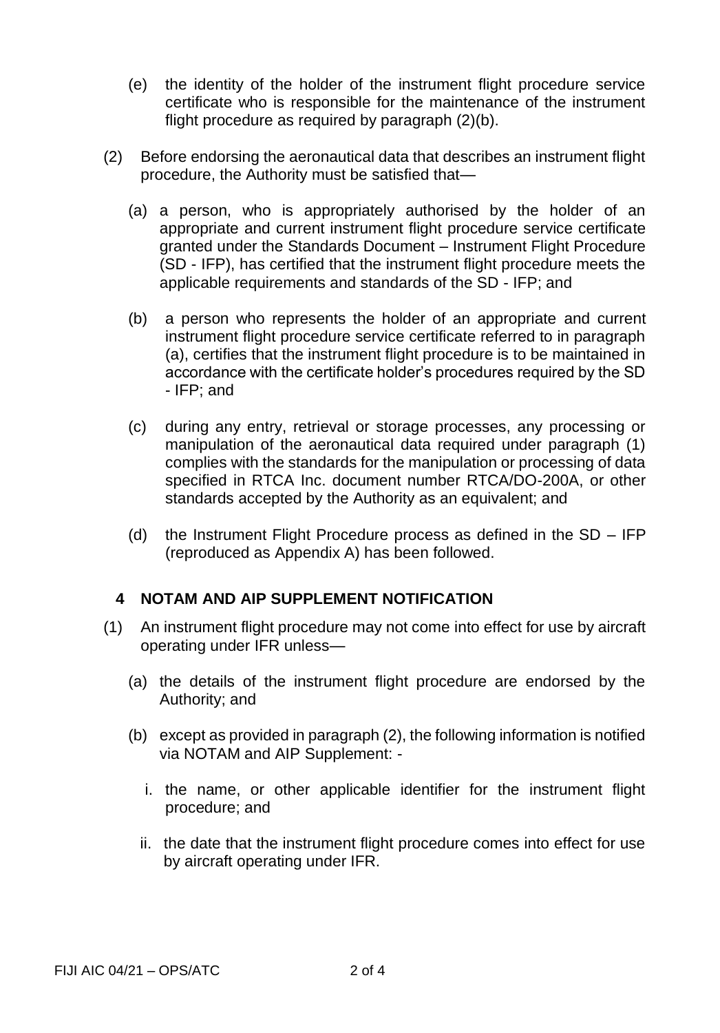(e) the identity of the holder of the instrument flight procedure service certificate who is responsible for the maintenance of the instrument flight procedure as required by paragraph (2)(b).

(2) Before endorsing the aeronautical data that describes an instrument flight procedure, the Authority must be satisfied that—

(a) a person, who is appropriately authorised by the holder of an appropriate and current instrument flight procedure service certificate granted under the Standards Document – Instrument Flight Procedure (SD - IFP), has certified that the instrument flight procedure meets the applicable requirements and standards of the SD - IFP; and

(b) a person who represents the holder of an appropriate and current instrument flight procedure service certificate referred to in paragraph (a), certifies that the instrument flight procedure is to be maintained in accordance with the certificate holder's procedures required by the SD - IFP; and

(c) during any entry, retrieval or storage processes, any processing or manipulation of the aeronautical data required under paragraph (1) complies with the standards for the manipulation or processing of data specified in RTCA Inc. document number RTCA/DO-200A, or other standards accepted by the Authority as an equivalent; and

(d) the Instrument Flight Procedure process as defined in the SD – IFP (reproduced as Appendix A) has been followed.

## 4 NOTAM AND AIP SUPPLEMENT NOTIFICATION

(1) An instrument flight procedure may not come into effect for use by aircraft operating under IFR unless—

(a) the details of the instrument flight procedure are endorsed by the Authority; and

(b) except as provided in paragraph (2), the following information is notified via NOTAM and AIP Supplement: -

i. the name, or other applicable identifier for the instrument flight procedure; and

ii. the date that the instrument flight procedure comes into effect for use by aircraft operating under IFR.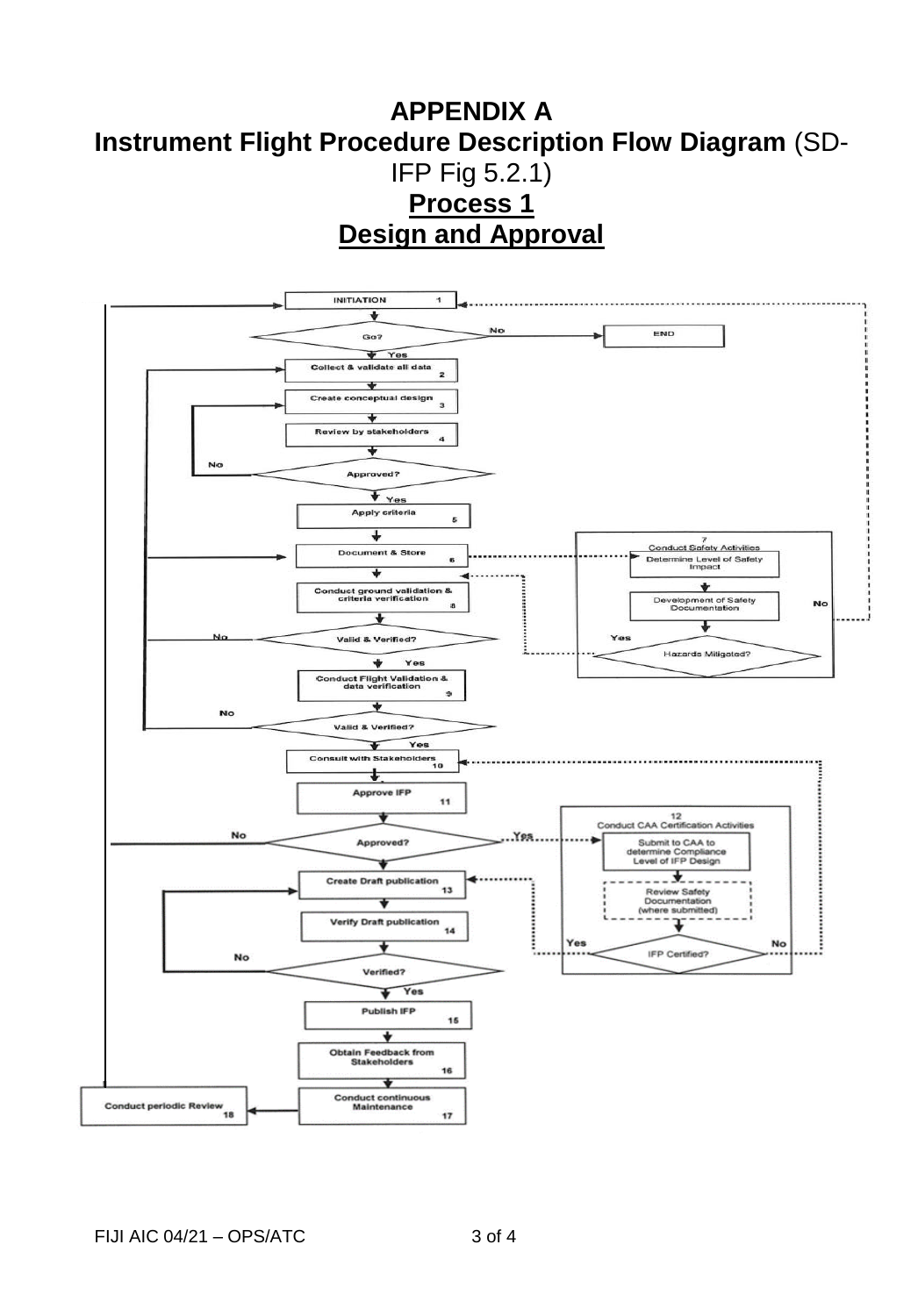# APPENDIX A

## Instrument Flight Procedure Description Flow Diagram (SD-IFP Fig 5.2.1)

## Process 1

## Design and Approval

INITIATION 1

Go? — No → END

Yes

Collect & validate all data 2

Create conceptual design 3

Review by stakeholders 4

Approved? — No

Yes

Apply criteria 5

Document & Store 6

7 Conduct Safety Activities

Determine Level of Safety Impact

Development of Safety Documentation

Hazards Mitigated? — Yes / No

Conduct ground validation & criteria verification 8

Valid & Verified? — No

Yes

Conduct Flight Validation & data verification 9

Valid & Verified? — No

Yes

Consult with Stakeholders 10

Approve IFP 11

Approved? — No / Yes

12 Conduct CAA Certification Activities

Submit to CAA to determine Compliance Level of IFP Design

Review Safety Documentation (where submitted)

IFP Certified? — Yes / No

Create Draft publication 13

Verify Draft publication 14

Verified? — No

Yes

Publish IFP 15

Obtain Feedback from Stakeholders 16

Conduct continuous Maintenance 17

Conduct periodic Review 18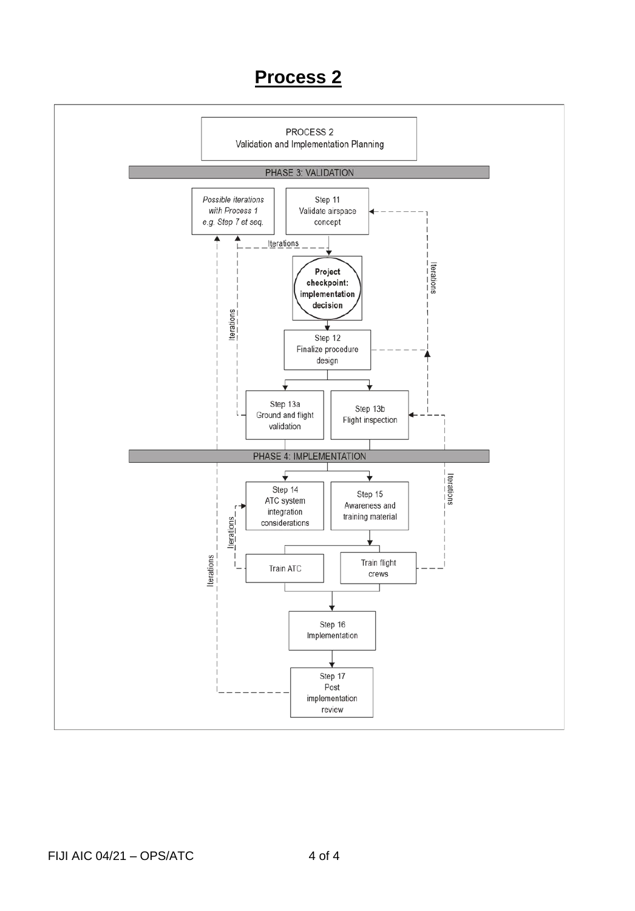# Process 2

PROCESS 2
Validation and Implementation Planning

PHASE 3: VALIDATION

*Possible iterations with Process 1 e.g. Step 7 et seq.*

Step 11
Validate airspace concept

Iterations

Project checkpoint: implementation decision

Iterations

Iterations

Step 12
Finalize procedure design

Step 13a
Ground and flight validation

Step 13b
Flight inspection

PHASE 4: IMPLEMENTATION

Iterations

Step 14
ATC system integration considerations

Step 15
Awareness and training material

Iterations

Iterations

Train ATC

Train flight crews

Step 16
Implementation

Step 17
Post implementation review